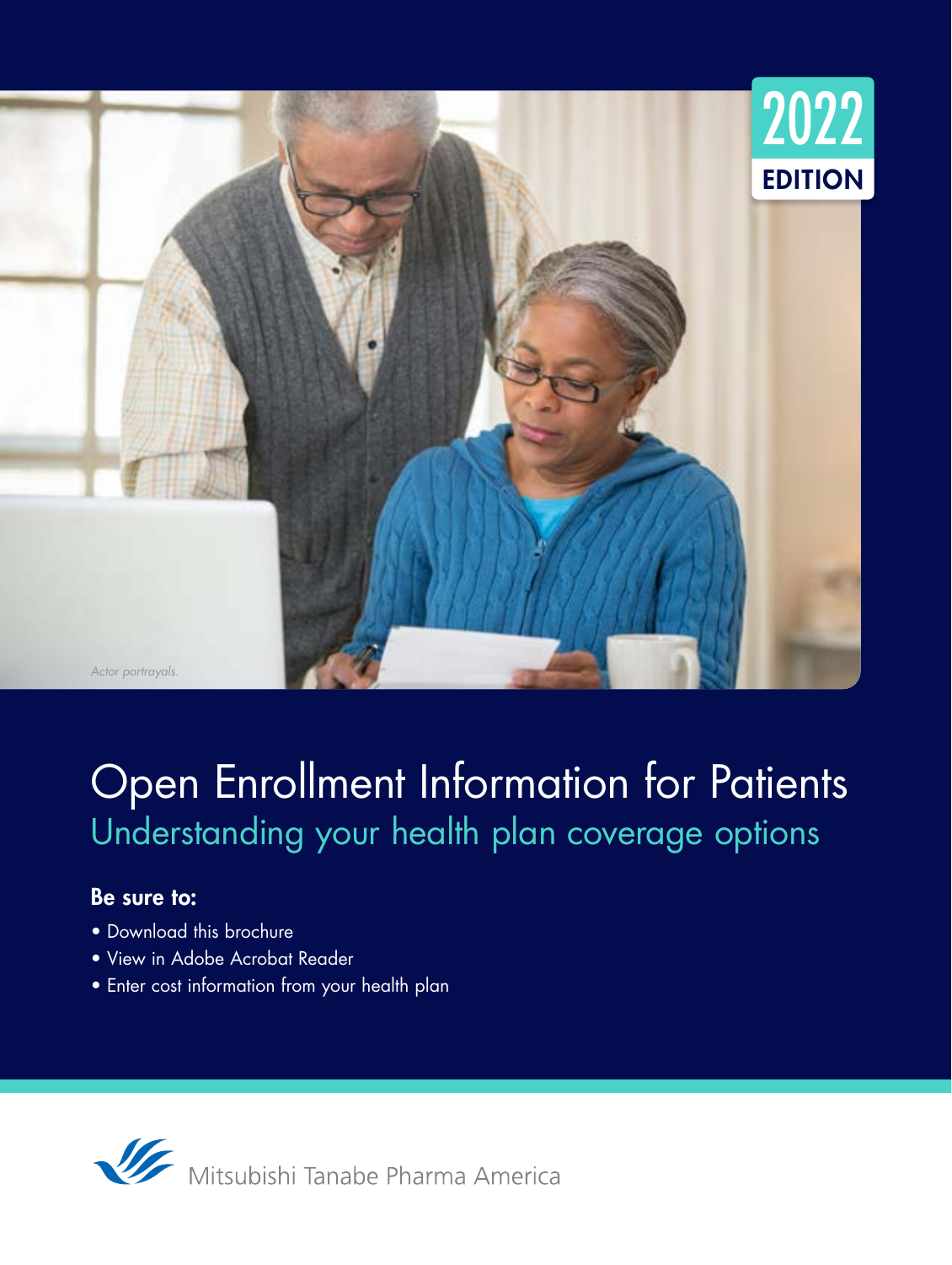2022 EDITION

*Actor portrayals.*

# Open Enrollment Information for Patients

## Understanding your health plan coverage options

**Be sure to:**

- Download this brochure
- View in Adobe Acrobat Reader
- Enter cost information from your health plan

Mitsubishi Tanabe Pharma America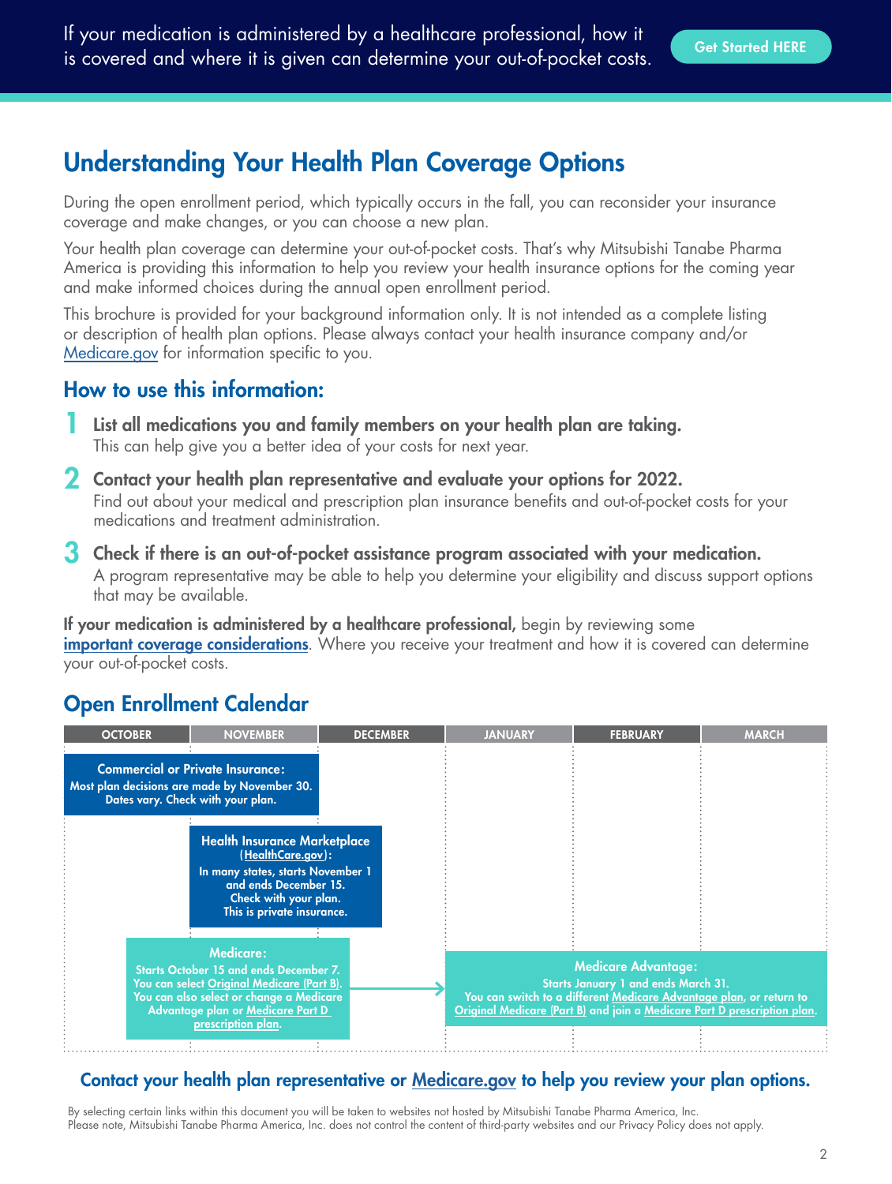If your medication is administered by a healthcare professional, how it is covered and where it is given can determine your out-of-pocket costs.

Get Started HERE

# Understanding Your Health Plan Coverage Options

During the open enrollment period, which typically occurs in the fall, you can reconsider your insurance coverage and make changes, or you can choose a new plan.

Your health plan coverage can determine your out-of-pocket costs. That's why Mitsubishi Tanabe Pharma America is providing this information to help you review your health insurance options for the coming year and make informed choices during the annual open enrollment period.

This brochure is provided for your background information only. It is not intended as a complete listing or description of health plan options. Please always contact your health insurance company and/or Medicare.gov for information specific to you.

## How to use this information:

1. **List all medications you and family members on your health plan are taking.**
   This can help give you a better idea of your costs for next year.
2. **Contact your health plan representative and evaluate your options for 2022.**
   Find out about your medical and prescription plan insurance benefits and out-of-pocket costs for your medications and treatment administration.
3. **Check if there is an out-of-pocket assistance program associated with your medication.**
   A program representative may be able to help you determine your eligibility and discuss support options that may be available.

**If your medication is administered by a healthcare professional,** begin by reviewing some **important coverage considerations**. Where you receive your treatment and how it is covered can determine your out-of-pocket costs.

## Open Enrollment Calendar

| OCTOBER | NOVEMBER | DECEMBER | JANUARY | FEBRUARY | MARCH |
|---|---|---|---|---|---|

**Commercial or Private Insurance:** (October – November)
Most plan decisions are made by November 30. Dates vary. Check with your plan.

**Health Insurance Marketplace (HealthCare.gov):** (November – December)
In many states, starts November 1 and ends December 15. Check with your plan. This is private insurance.

**Medicare:** (October – December)
Starts October 15 and ends December 7. You can select Original Medicare (Part B). You can also select or change a Medicare Advantage plan or Medicare Part D prescription plan.

**Medicare Advantage:** (January – March)
Starts January 1 and ends March 31. You can switch to a different Medicare Advantage plan, or return to Original Medicare (Part B) and join a Medicare Part D prescription plan.

**Contact your health plan representative or Medicare.gov to help you review your plan options.**

By selecting certain links within this document you will be taken to websites not hosted by Mitsubishi Tanabe Pharma America, Inc. Please note, Mitsubishi Tanabe Pharma America, Inc. does not control the content of third-party websites and our Privacy Policy does not apply.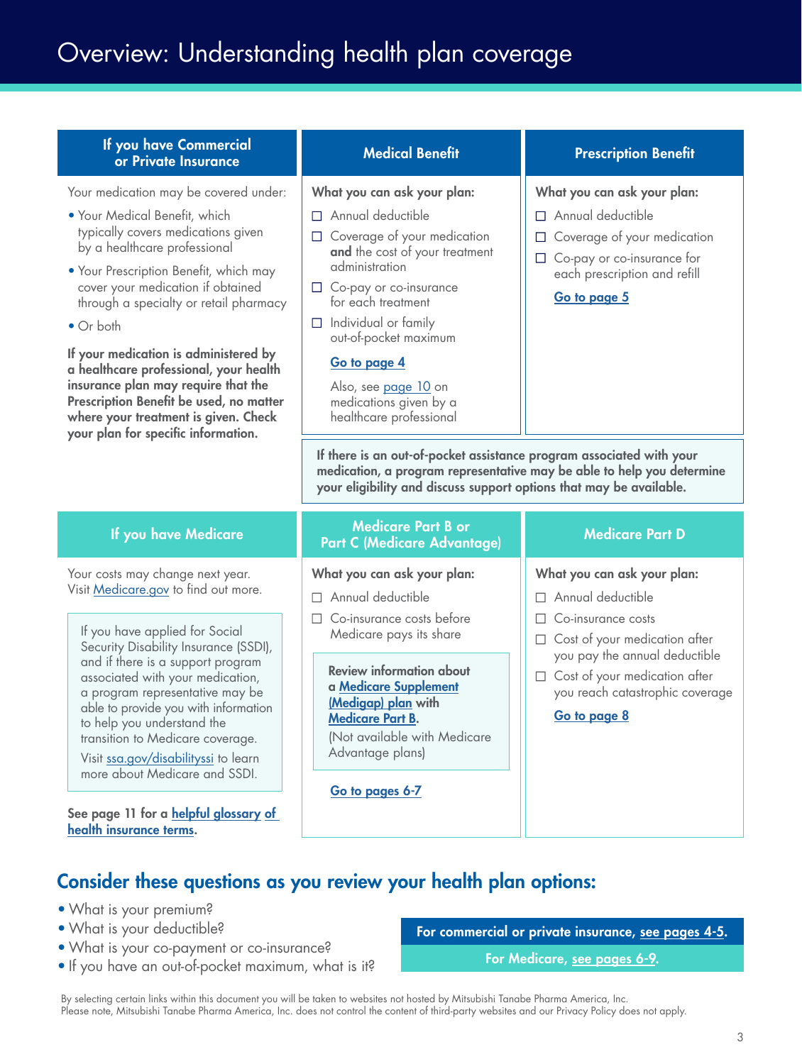# Overview: Understanding health plan coverage

## If you have Commercial or Private Insurance

Your medication may be covered under:

- Your Medical Benefit, which typically covers medications given by a healthcare professional
- Your Prescription Benefit, which may cover your medication if obtained through a specialty or retail pharmacy
- Or both

**If your medication is administered by a healthcare professional, your health insurance plan may require that the Prescription Benefit be used, no matter where your treatment is given. Check your plan for specific information.**

### Medical Benefit

**What you can ask your plan:**

- ☐ Annual deductible
- ☐ Coverage of your medication **and** the cost of your treatment administration
- ☐ Co-pay or co-insurance for each treatment
- ☐ Individual or family out-of-pocket maximum

**Go to page 4**

Also, see page 10 on medications given by a healthcare professional

### Prescription Benefit

**What you can ask your plan:**

- ☐ Annual deductible
- ☐ Coverage of your medication
- ☐ Co-pay or co-insurance for each prescription and refill

**Go to page 5**

**If there is an out-of-pocket assistance program associated with your medication, a program representative may be able to help you determine your eligibility and discuss support options that may be available.**

## If you have Medicare

Your costs may change next year. Visit Medicare.gov to find out more.

If you have applied for Social Security Disability Insurance (SSDI), and if there is a support program associated with your medication, a program representative may be able to provide you with information to help you understand the transition to Medicare coverage.

Visit ssa.gov/disabilityssi to learn more about Medicare and SSDI.

**See page 11 for a helpful glossary of health insurance terms.**

### Medicare Part B or Part C (Medicare Advantage)

**What you can ask your plan:**

- ☐ Annual deductible
- ☐ Co-insurance costs before Medicare pays its share

**Review information about a Medicare Supplement (Medigap) plan with Medicare Part B.**
(Not available with Medicare Advantage plans)

**Go to pages 6-7**

### Medicare Part D

**What you can ask your plan:**

- ☐ Annual deductible
- ☐ Co-insurance costs
- ☐ Cost of your medication after you pay the annual deductible
- ☐ Cost of your medication after you reach catastrophic coverage

**Go to page 8**

## Consider these questions as you review your health plan options:

- What is your premium?
- What is your deductible?
- What is your co-payment or co-insurance?
- If you have an out-of-pocket maximum, what is it?

**For commercial or private insurance, see pages 4-5.**

**For Medicare, see pages 6-9.**

By selecting certain links within this document you will be taken to websites not hosted by Mitsubishi Tanabe Pharma America, Inc. Please note, Mitsubishi Tanabe Pharma America, Inc. does not control the content of third-party websites and our Privacy Policy does not apply.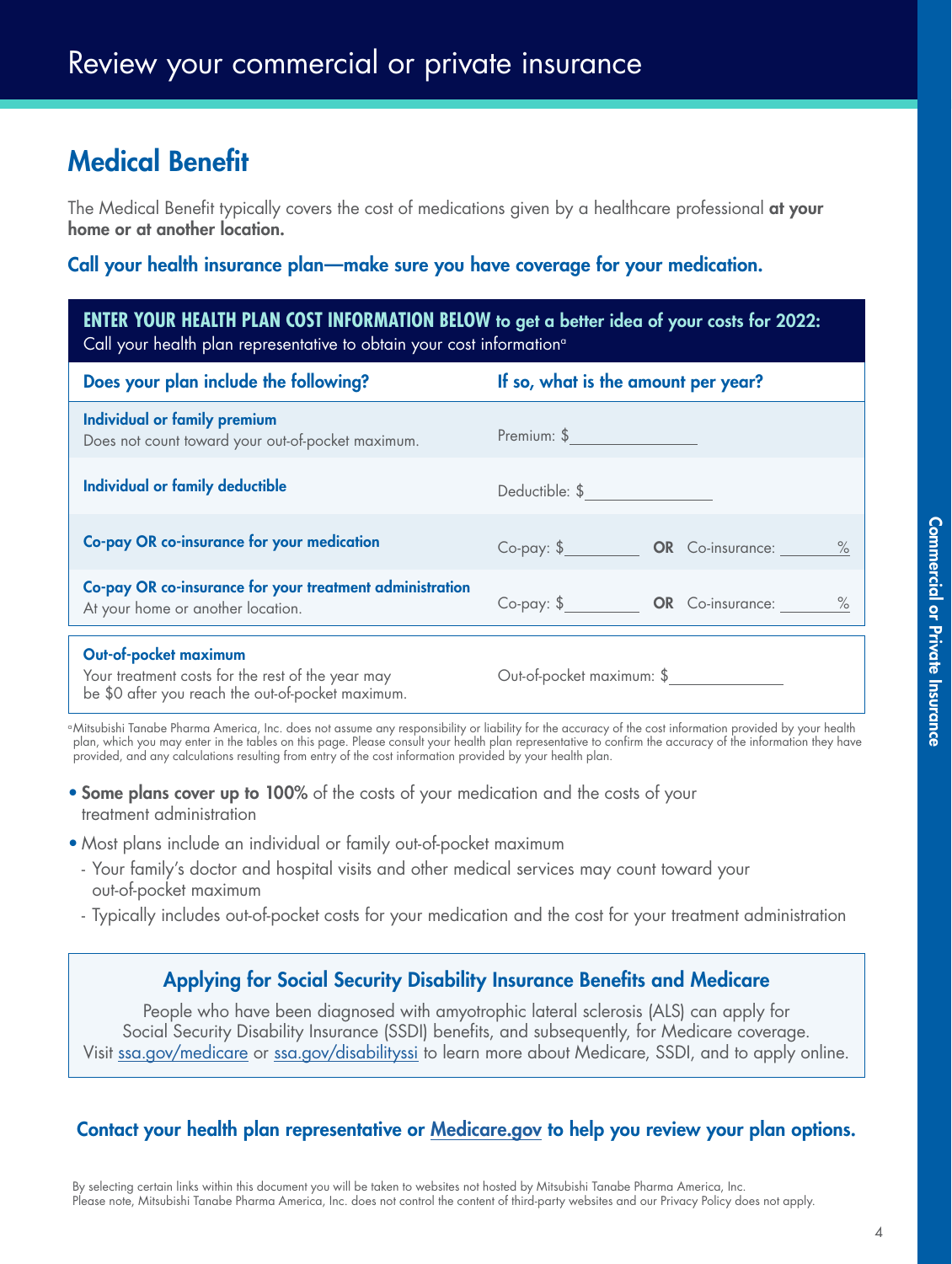# Review your commercial or private insurance

## Medical Benefit

The Medical Benefit typically covers the cost of medications given by a healthcare professional **at your home or at another location.**

**Call your health insurance plan—make sure you have coverage for your medication.**

**ENTER YOUR HEALTH PLAN COST INFORMATION BELOW to get a better idea of your costs for 2022:**
Call your health plan representative to obtain your cost information[a]

| Does your plan include the following? | If so, what is the amount per year? |
|---|---|
| **Individual or family premium** Does not count toward your out-of-pocket maximum. | Premium: $__________ |
| **Individual or family deductible** | Deductible: $__________ |
| **Co-pay OR co-insurance for your medication** | Co-pay: $________ **OR** Co-insurance: ______% |
| **Co-pay OR co-insurance for your treatment administration** At your home or another location. | Co-pay: $________ **OR** Co-insurance: ______% |
| **Out-of-pocket maximum** Your treatment costs for the rest of the year may be $0 after you reach the out-of-pocket maximum. | Out-of-pocket maximum: $__________ |

[a]Mitsubishi Tanabe Pharma America, Inc. does not assume any responsibility or liability for the accuracy of the cost information provided by your health plan, which you may enter in the tables on this page. Please consult your health plan representative to confirm the accuracy of the information they have provided, and any calculations resulting from entry of the cost information provided by your health plan.

- **Some plans cover up to 100%** of the costs of your medication and the costs of your treatment administration
- Most plans include an individual or family out-of-pocket maximum
  - Your family's doctor and hospital visits and other medical services may count toward your out-of-pocket maximum
  - Typically includes out-of-pocket costs for your medication and the cost for your treatment administration

### Applying for Social Security Disability Insurance Benefits and Medicare

People who have been diagnosed with amyotrophic lateral sclerosis (ALS) can apply for Social Security Disability Insurance (SSDI) benefits, and subsequently, for Medicare coverage. Visit ssa.gov/medicare or ssa.gov/disabilityssi to learn more about Medicare, SSDI, and to apply online.

**Contact your health plan representative or Medicare.gov to help you review your plan options.**

By selecting certain links within this document you will be taken to websites not hosted by Mitsubishi Tanabe Pharma America, Inc. Please note, Mitsubishi Tanabe Pharma America, Inc. does not control the content of third-party websites and our Privacy Policy does not apply.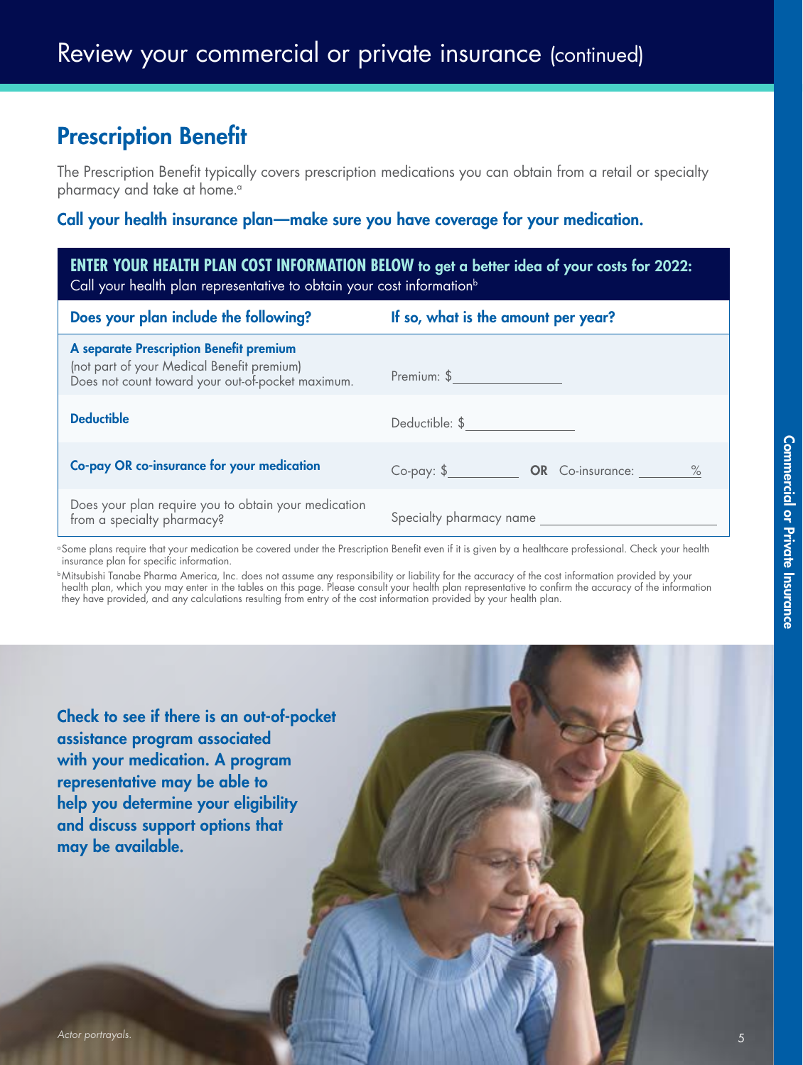# Review your commercial or private insurance (continued)

## Prescription Benefit

The Prescription Benefit typically covers prescription medications you can obtain from a retail or specialty pharmacy and take at home.[a]

**Call your health insurance plan—make sure you have coverage for your medication.**

**ENTER YOUR HEALTH PLAN COST INFORMATION BELOW to get a better idea of your costs for 2022:**
Call your health plan representative to obtain your cost information[b]

| Does your plan include the following? | If so, what is the amount per year? |
|---|---|
| **A separate Prescription Benefit premium** (not part of your Medical Benefit premium) Does not count toward your out-of-pocket maximum. | Premium: $______________ |
| **Deductible** | Deductible: $______________ |
| **Co-pay OR co-insurance for your medication** | Co-pay: $__________ **OR** Co-insurance: _______% |
| Does your plan require you to obtain your medication from a specialty pharmacy? | Specialty pharmacy name ______________________ |

[a]Some plans require that your medication be covered under the Prescription Benefit even if it is given by a healthcare professional. Check your health insurance plan for specific information.

[b]Mitsubishi Tanabe Pharma America, Inc. does not assume any responsibility or liability for the accuracy of the cost information provided by your health plan, which you may enter in the tables on this page. Please consult your health plan representative to confirm the accuracy of the information they have provided, and any calculations resulting from entry of the cost information provided by your health plan.

**Check to see if there is an out-of-pocket assistance program associated with your medication. A program representative may be able to help you determine your eligibility and discuss support options that may be available.**

*Actor portrayals.*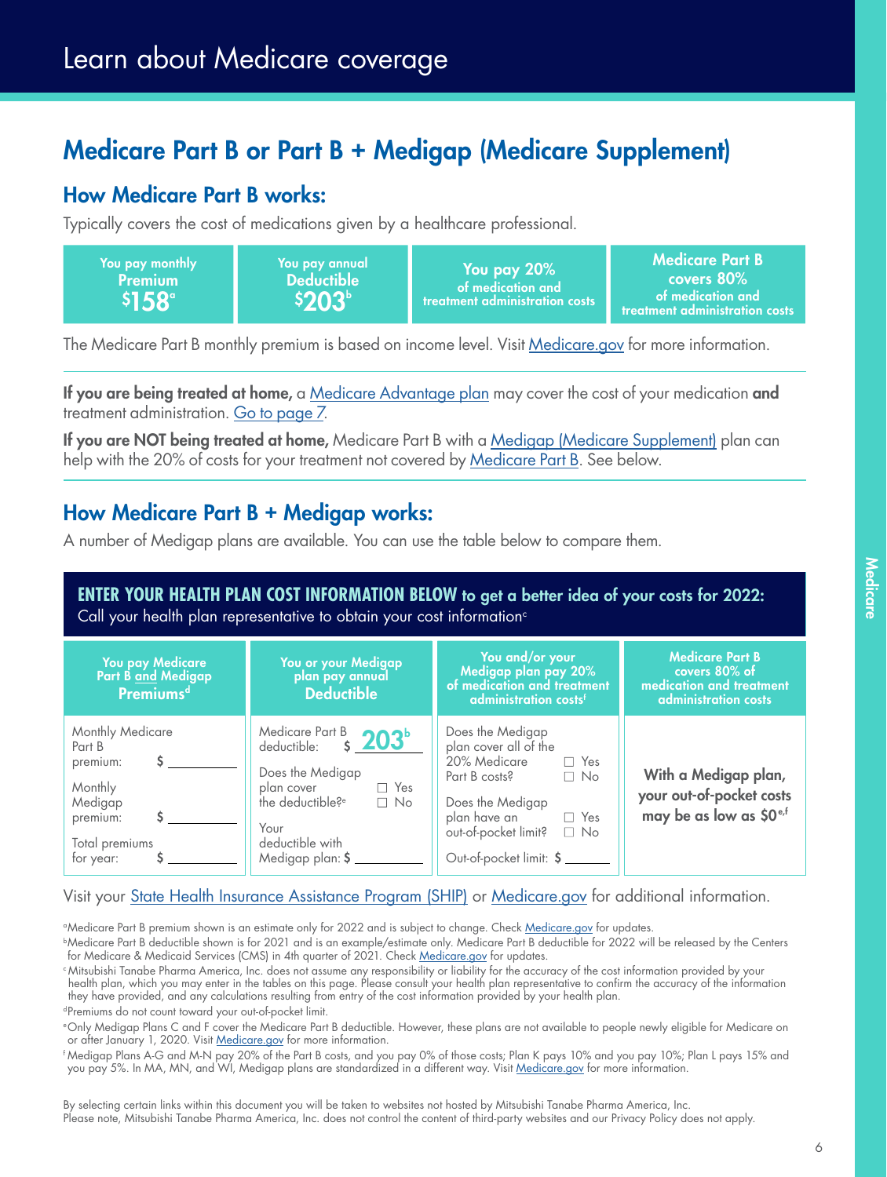# Learn about Medicare coverage

## Medicare Part B or Part B + Medigap (Medicare Supplement)

### How Medicare Part B works:

Typically covers the cost of medications given by a healthcare professional.

| You pay monthly Premium $158[a] | You pay annual Deductible $203[b] | You pay 20% of medication and treatment administration costs | Medicare Part B covers 80% of medication and treatment administration costs |
|---|---|---|---|

The Medicare Part B monthly premium is based on income level. Visit Medicare.gov for more information.

**If you are being treated at home,** a Medicare Advantage plan may cover the cost of your medication **and** treatment administration. Go to page 7.

**If you are NOT being treated at home,** Medicare Part B with a Medigap (Medicare Supplement) plan can help with the 20% of costs for your treatment not covered by Medicare Part B. See below.

### How Medicare Part B + Medigap works:

A number of Medigap plans are available. You can use the table below to compare them.

**ENTER YOUR HEALTH PLAN COST INFORMATION BELOW to get a better idea of your costs for 2022:**
Call your health plan representative to obtain your cost information[c]

| You pay Medicare Part B and Medigap Premiums[d] | You or your Medigap plan pay annual Deductible | You and/or your Medigap plan pay 20% of medication and treatment administration costs[f] | Medicare Part B covers 80% of medication and treatment administration costs |
|---|---|---|---|
| Monthly Medicare Part B premium: $ ______<br>Monthly Medigap premium: $ ______<br>Total premiums for year: $ ______ | Medicare Part B deductible: $ 203[b]<br>Does the Medigap plan cover the deductible?[e] ☐ Yes ☐ No<br>Your deductible with Medigap plan: $ ______ | Does the Medigap plan cover all of the 20% Medicare Part B costs? ☐ Yes ☐ No<br>Does the Medigap plan have an out-of-pocket limit? ☐ Yes ☐ No<br>Out-of-pocket limit: $ ______ | **With a Medigap plan, your out-of-pocket costs may be as low as $0[e,f]** |

Visit your State Health Insurance Assistance Program (SHIP) or Medicare.gov for additional information.

[a]Medicare Part B premium shown is an estimate only for 2022 and is subject to change. Check Medicare.gov for updates.
[b]Medicare Part B deductible shown is for 2021 and is an example/estimate only. Medicare Part B deductible for 2022 will be released by the Centers for Medicare & Medicaid Services (CMS) in 4th quarter of 2021. Check Medicare.gov for updates.
[c]Mitsubishi Tanabe Pharma America, Inc. does not assume any responsibility or liability for the accuracy of the cost information provided by your health plan, which you may enter in the tables on this page. Please consult your health plan representative to confirm the accuracy of the information they have provided, and any calculations resulting from entry of the cost information provided by your health plan.
[d]Premiums do not count toward your out-of-pocket limit.
[e]Only Medigap Plans C and F cover the Medicare Part B deductible. However, these plans are not available to people newly eligible for Medicare on or after January 1, 2020. Visit Medicare.gov for more information.
[f]Medigap Plans A-G and M-N pay 20% of the Part B costs, and you pay 0% of those costs; Plan K pays 10% and you pay 10%; Plan L pays 15% and you pay 5%. In MA, MN, and WI, Medigap plans are standardized in a different way. Visit Medicare.gov for more information.

By selecting certain links within this document you will be taken to websites not hosted by Mitsubishi Tanabe Pharma America, Inc. Please note, Mitsubishi Tanabe Pharma America, Inc. does not control the content of third-party websites and our Privacy Policy does not apply.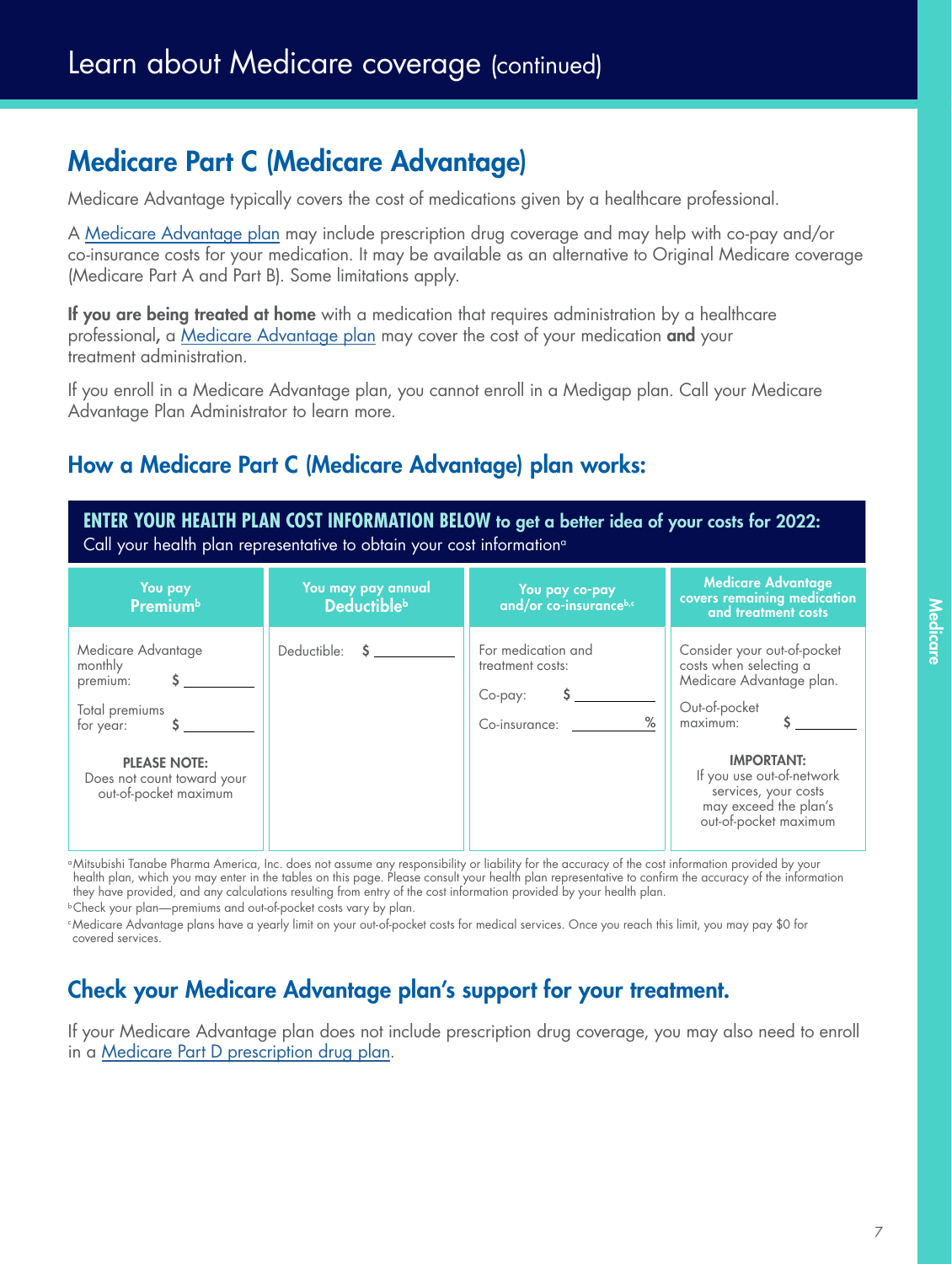# Learn about Medicare coverage (continued)

## Medicare Part C (Medicare Advantage)

Medicare Advantage typically covers the cost of medications given by a healthcare professional.

A Medicare Advantage plan may include prescription drug coverage and may help with co-pay and/or co-insurance costs for your medication. It may be available as an alternative to Original Medicare coverage (Medicare Part A and Part B). Some limitations apply.

**If you are being treated at home** with a medication that requires administration by a healthcare professional, a Medicare Advantage plan may cover the cost of your medication **and** your treatment administration.

If you enroll in a Medicare Advantage plan, you cannot enroll in a Medigap plan. Call your Medicare Advantage Plan Administrator to learn more.

### How a Medicare Part C (Medicare Advantage) plan works:

**ENTER YOUR HEALTH PLAN COST INFORMATION BELOW to get a better idea of your costs for 2022:**
Call your health plan representative to obtain your cost information[a]

| You pay Premium[b] | You may pay annual Deductible[b] | You pay co-pay and/or co-insurance[b,c] | Medicare Advantage covers remaining medication and treatment costs |
|---|---|---|---|
| Medicare Advantage monthly premium: $ ______<br><br>Total premiums for year: $ ______<br><br>**PLEASE NOTE:** Does not count toward your out-of-pocket maximum | Deductible: $ ______ | For medication and treatment costs:<br><br>Co-pay: $ ______<br><br>Co-insurance: ______ % | Consider your out-of-pocket costs when selecting a Medicare Advantage plan.<br><br>Out-of-pocket maximum: $ ______<br><br>**IMPORTANT:** If you use out-of-network services, your costs may exceed the plan's out-of-pocket maximum |

[a]Mitsubishi Tanabe Pharma America, Inc. does not assume any responsibility or liability for the accuracy of the cost information provided by your health plan, which you may enter in the tables on this page. Please consult your health plan representative to confirm the accuracy of the information they have provided, and any calculations resulting from entry of the cost information provided by your health plan.

[b]Check your plan—premiums and out-of-pocket costs vary by plan.

[c]Medicare Advantage plans have a yearly limit on your out-of-pocket costs for medical services. Once you reach this limit, you may pay $0 for covered services.

### Check your Medicare Advantage plan's support for your treatment.

If your Medicare Advantage plan does not include prescription drug coverage, you may also need to enroll in a Medicare Part D prescription drug plan.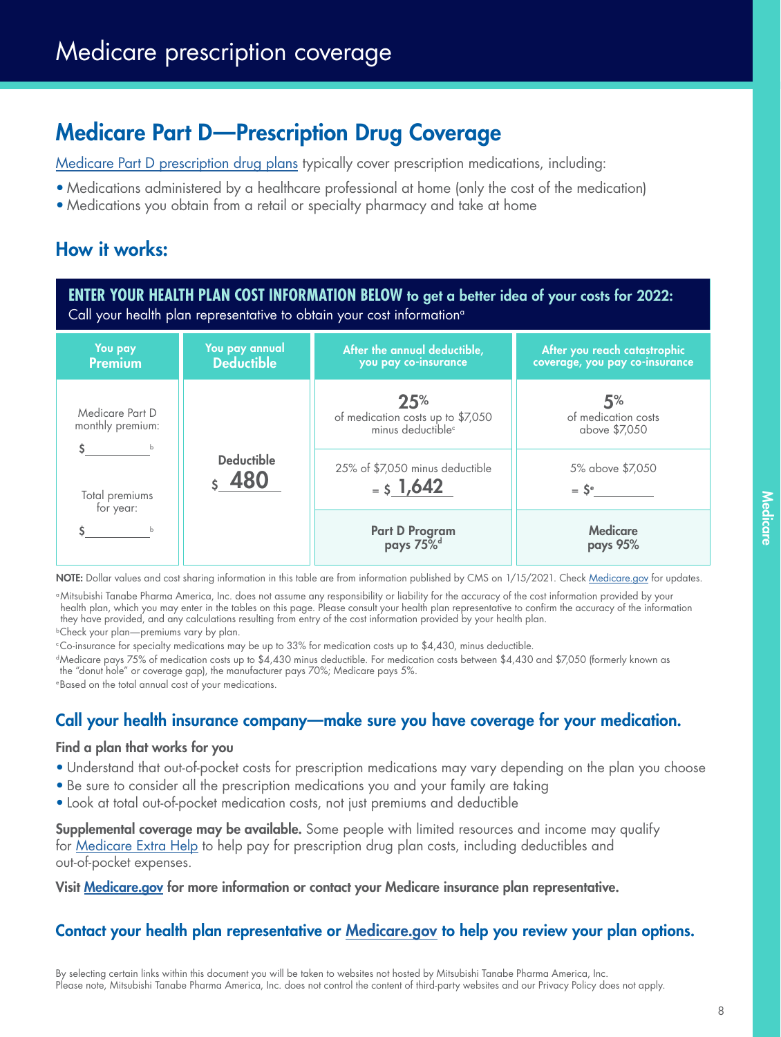# Medicare prescription coverage

## Medicare Part D—Prescription Drug Coverage

Medicare Part D prescription drug plans typically cover prescription medications, including:

- Medications administered by a healthcare professional at home (only the cost of the medication)
- Medications you obtain from a retail or specialty pharmacy and take at home

### How it works:

**ENTER YOUR HEALTH PLAN COST INFORMATION BELOW to get a better idea of your costs for 2022:**
Call your health plan representative to obtain your cost information[a]

| You pay Premium | You pay annual Deductible | After the annual deductible, you pay co-insurance | After you reach catastrophic coverage, you pay co-insurance |
|---|---|---|---|
| Medicare Part D monthly premium: $______[b] | Deductible $ 480 | 25% of medication costs up to $7,050 minus deductible[c] | 5% of medication costs above $7,050 |
| Total premiums for year: $______[b] | | 25% of $7,050 minus deductible = $ 1,642 | 5% above $7,050 = $[e]______ |
| | | Part D Program pays 75%[d] | Medicare pays 95% |

**NOTE:** Dollar values and cost sharing information in this table are from information published by CMS on 1/15/2021. Check Medicare.gov for updates.

[a] Mitsubishi Tanabe Pharma America, Inc. does not assume any responsibility or liability for the accuracy of the cost information provided by your health plan, which you may enter in the tables on this page. Please consult your health plan representative to confirm the accuracy of the information they have provided, and any calculations resulting from entry of the cost information provided by your health plan.

[b] Check your plan—premiums vary by plan.

[c] Co-insurance for specialty medications may be up to 33% for medication costs up to $4,430, minus deductible.

[d] Medicare pays 75% of medication costs up to $4,430 minus deductible. For medication costs between $4,430 and $7,050 (formerly known as the "donut hole" or coverage gap), the manufacturer pays 70%; Medicare pays 5%.

[e] Based on the total annual cost of your medications.

### Call your health insurance company—make sure you have coverage for your medication.

**Find a plan that works for you**

- Understand that out-of-pocket costs for prescription medications may vary depending on the plan you choose
- Be sure to consider all the prescription medications you and your family are taking
- Look at total out-of-pocket medication costs, not just premiums and deductible

**Supplemental coverage may be available.** Some people with limited resources and income may qualify for Medicare Extra Help to help pay for prescription drug plan costs, including deductibles and out-of-pocket expenses.

**Visit Medicare.gov for more information or contact your Medicare insurance plan representative.**

### Contact your health plan representative or Medicare.gov to help you review your plan options.

By selecting certain links within this document you will be taken to websites not hosted by Mitsubishi Tanabe Pharma America, Inc. Please note, Mitsubishi Tanabe Pharma America, Inc. does not control the content of third-party websites and our Privacy Policy does not apply.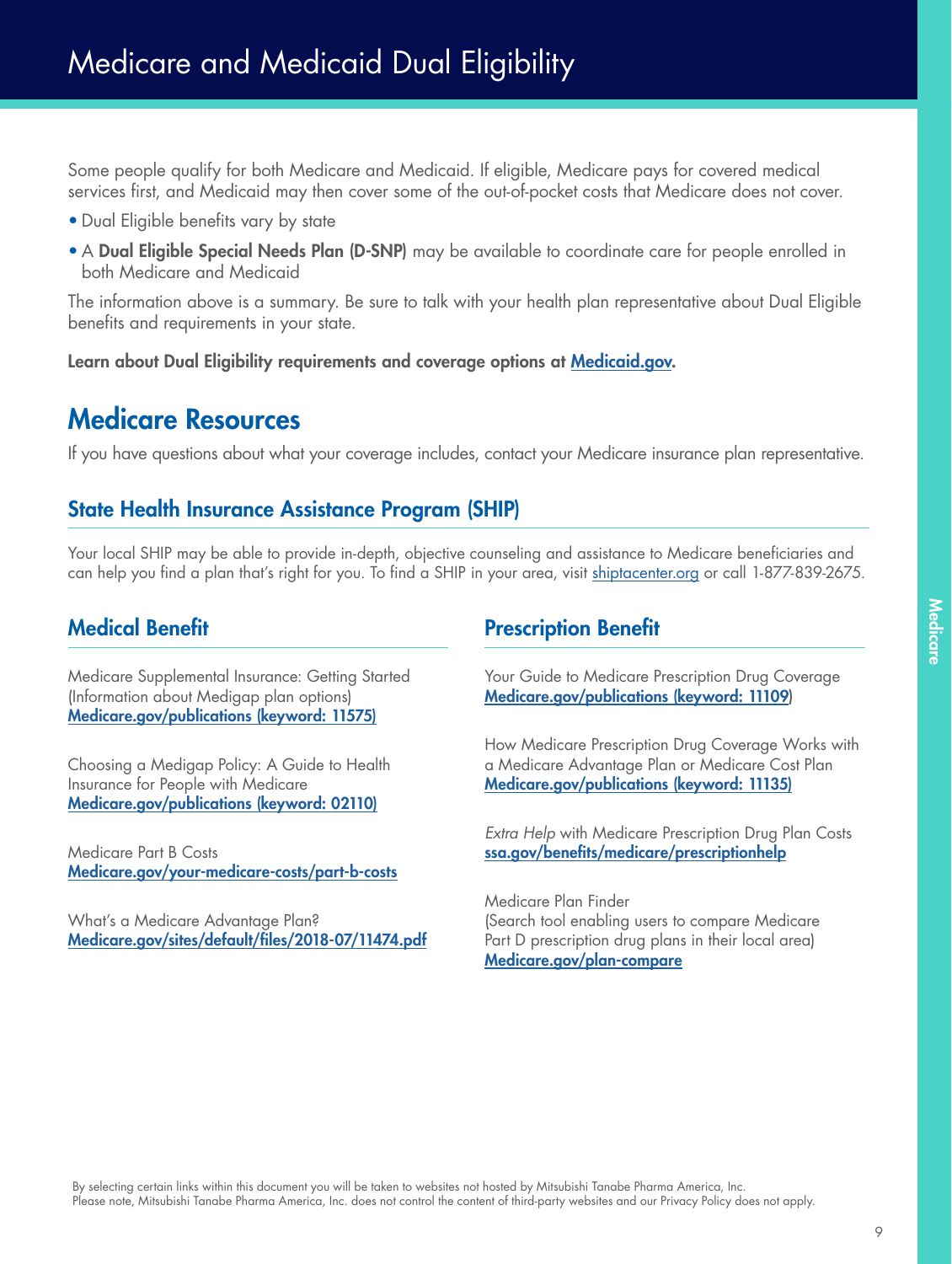# Medicare and Medicaid Dual Eligibility

Some people qualify for both Medicare and Medicaid. If eligible, Medicare pays for covered medical services first, and Medicaid may then cover some of the out-of-pocket costs that Medicare does not cover.

- Dual Eligible benefits vary by state
- A **Dual Eligible Special Needs Plan (D-SNP)** may be available to coordinate care for people enrolled in both Medicare and Medicaid

The information above is a summary. Be sure to talk with your health plan representative about Dual Eligible benefits and requirements in your state.

**Learn about Dual Eligibility requirements and coverage options at Medicaid.gov.**

## Medicare Resources

If you have questions about what your coverage includes, contact your Medicare insurance plan representative.

### State Health Insurance Assistance Program (SHIP)

Your local SHIP may be able to provide in-depth, objective counseling and assistance to Medicare beneficiaries and can help you find a plan that's right for you. To find a SHIP in your area, visit shiptacenter.org or call 1-877-839-2675.

### Medical Benefit

Medicare Supplemental Insurance: Getting Started (Information about Medigap plan options)
**Medicare.gov/publications (keyword: 11575)**

Choosing a Medigap Policy: A Guide to Health Insurance for People with Medicare
**Medicare.gov/publications (keyword: 02110)**

Medicare Part B Costs
**Medicare.gov/your-medicare-costs/part-b-costs**

What's a Medicare Advantage Plan?
**Medicare.gov/sites/default/files/2018-07/11474.pdf**

### Prescription Benefit

Your Guide to Medicare Prescription Drug Coverage
**Medicare.gov/publications (keyword: 11109)**

How Medicare Prescription Drug Coverage Works with a Medicare Advantage Plan or Medicare Cost Plan
**Medicare.gov/publications (keyword: 11135)**

*Extra Help* with Medicare Prescription Drug Plan Costs
**ssa.gov/benefits/medicare/prescriptionhelp**

Medicare Plan Finder
(Search tool enabling users to compare Medicare Part D prescription drug plans in their local area)
**Medicare.gov/plan-compare**

By selecting certain links within this document you will be taken to websites not hosted by Mitsubishi Tanabe Pharma America, Inc.
Please note, Mitsubishi Tanabe Pharma America, Inc. does not control the content of third-party websites and our Privacy Policy does not apply.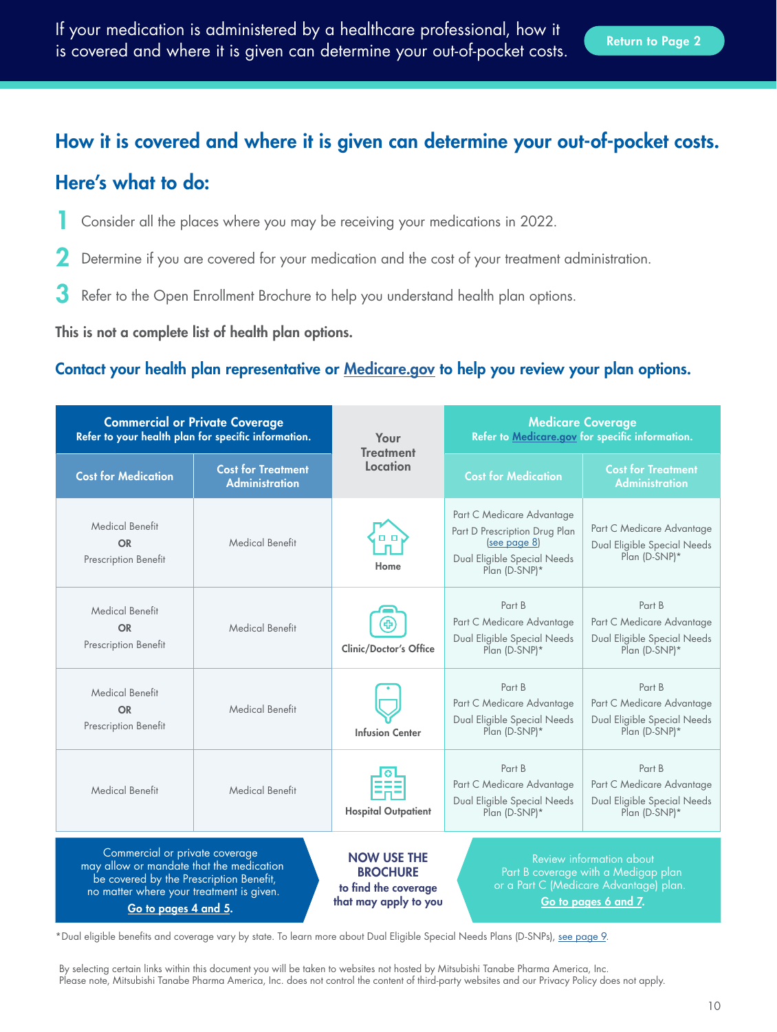If your medication is administered by a healthcare professional, how it is covered and where it is given can determine your out-of-pocket costs.

Return to Page 2

## How it is covered and where it is given can determine your out-of-pocket costs.

## Here's what to do:

1. Consider all the places where you may be receiving your medications in 2022.
2. Determine if you are covered for your medication and the cost of your treatment administration.
3. Refer to the Open Enrollment Brochure to help you understand health plan options.

**This is not a complete list of health plan options.**

**Contact your health plan representative or Medicare.gov to help you review your plan options.**

| Commercial or Private Coverage Refer to your health plan for specific information. | | Your Treatment Location | Medicare Coverage Refer to Medicare.gov for specific information. | |
|---|---|---|---|---|
| Cost for Medication | Cost for Treatment Administration | | Cost for Medication | Cost for Treatment Administration |
| Medical Benefit **OR** Prescription Benefit | Medical Benefit | Home | Part C Medicare Advantage<br>Part D Prescription Drug Plan (see page 8)<br>Dual Eligible Special Needs Plan (D-SNP)* | Part C Medicare Advantage<br>Dual Eligible Special Needs Plan (D-SNP)* |
| Medical Benefit **OR** Prescription Benefit | Medical Benefit | Clinic/Doctor's Office | Part B<br>Part C Medicare Advantage<br>Dual Eligible Special Needs Plan (D-SNP)* | Part B<br>Part C Medicare Advantage<br>Dual Eligible Special Needs Plan (D-SNP)* |
| Medical Benefit **OR** Prescription Benefit | Medical Benefit | Infusion Center | Part B<br>Part C Medicare Advantage<br>Dual Eligible Special Needs Plan (D-SNP)* | Part B<br>Part C Medicare Advantage<br>Dual Eligible Special Needs Plan (D-SNP)* |
| Medical Benefit | Medical Benefit | Hospital Outpatient | Part B<br>Part C Medicare Advantage<br>Dual Eligible Special Needs Plan (D-SNP)* | Part B<br>Part C Medicare Advantage<br>Dual Eligible Special Needs Plan (D-SNP)* |

Commercial or private coverage may allow or mandate that the medication be covered by the Prescription Benefit, no matter where your treatment is given. **Go to pages 4 and 5.**

**NOW USE THE BROCHURE to find the coverage that may apply to you**

Review information about Part B coverage with a Medigap plan or a Part C (Medicare Advantage) plan. **Go to pages 6 and 7.**

*Dual eligible benefits and coverage vary by state. To learn more about Dual Eligible Special Needs Plans (D-SNPs), see page 9.

By selecting certain links within this document you will be taken to websites not hosted by Mitsubishi Tanabe Pharma America, Inc. Please note, Mitsubishi Tanabe Pharma America, Inc. does not control the content of third-party websites and our Privacy Policy does not apply.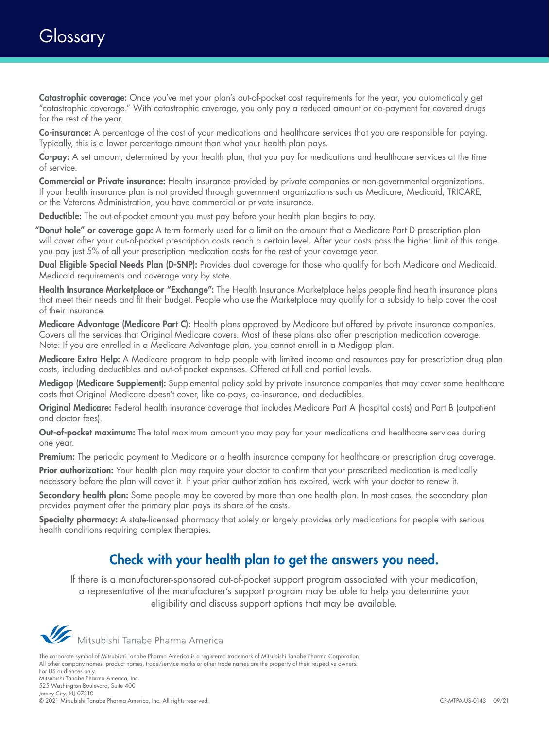# Glossary

**Catastrophic coverage:** Once you've met your plan's out-of-pocket cost requirements for the year, you automatically get "catastrophic coverage." With catastrophic coverage, you only pay a reduced amount or co-payment for covered drugs for the rest of the year.

**Co-insurance:** A percentage of the cost of your medications and healthcare services that you are responsible for paying. Typically, this is a lower percentage amount than what your health plan pays.

**Co-pay:** A set amount, determined by your health plan, that you pay for medications and healthcare services at the time of service.

**Commercial or Private insurance:** Health insurance provided by private companies or non-governmental organizations. If your health insurance plan is not provided through government organizations such as Medicare, Medicaid, TRICARE, or the Veterans Administration, you have commercial or private insurance.

**Deductible:** The out-of-pocket amount you must pay before your health plan begins to pay.

**"Donut hole" or coverage gap:** A term formerly used for a limit on the amount that a Medicare Part D prescription plan will cover after your out-of-pocket prescription costs reach a certain level. After your costs pass the higher limit of this range, you pay just 5% of all your prescription medication costs for the rest of your coverage year.

**Dual Eligible Special Needs Plan (D-SNP):** Provides dual coverage for those who qualify for both Medicare and Medicaid. Medicaid requirements and coverage vary by state.

**Health Insurance Marketplace or "Exchange":** The Health Insurance Marketplace helps people find health insurance plans that meet their needs and fit their budget. People who use the Marketplace may qualify for a subsidy to help cover the cost of their insurance.

**Medicare Advantage (Medicare Part C):** Health plans approved by Medicare but offered by private insurance companies. Covers all the services that Original Medicare covers. Most of these plans also offer prescription medication coverage. Note: If you are enrolled in a Medicare Advantage plan, you cannot enroll in a Medigap plan.

**Medicare Extra Help:** A Medicare program to help people with limited income and resources pay for prescription drug plan costs, including deductibles and out-of-pocket expenses. Offered at full and partial levels.

**Medigap (Medicare Supplement):** Supplemental policy sold by private insurance companies that may cover some healthcare costs that Original Medicare doesn't cover, like co-pays, co-insurance, and deductibles.

**Original Medicare:** Federal health insurance coverage that includes Medicare Part A (hospital costs) and Part B (outpatient and doctor fees).

**Out-of-pocket maximum:** The total maximum amount you may pay for your medications and healthcare services during one year.

**Premium:** The periodic payment to Medicare or a health insurance company for healthcare or prescription drug coverage.

**Prior authorization:** Your health plan may require your doctor to confirm that your prescribed medication is medically necessary before the plan will cover it. If your prior authorization has expired, work with your doctor to renew it.

**Secondary health plan:** Some people may be covered by more than one health plan. In most cases, the secondary plan provides payment after the primary plan pays its share of the costs.

**Specialty pharmacy:** A state-licensed pharmacy that solely or largely provides only medications for people with serious health conditions requiring complex therapies.

## Check with your health plan to get the answers you need.

If there is a manufacturer-sponsored out-of-pocket support program associated with your medication, a representative of the manufacturer's support program may be able to help you determine your eligibility and discuss support options that may be available.

Mitsubishi Tanabe Pharma America

The corporate symbol of Mitsubishi Tanabe Pharma America is a registered trademark of Mitsubishi Tanabe Pharma Corporation.
All other company names, product names, trade/service marks or other trade names are the property of their respective owners.
For US audiences only.
Mitsubishi Tanabe Pharma America, Inc.
525 Washington Boulevard, Suite 400
Jersey City, NJ 07310
© 2021 Mitsubishi Tanabe Pharma America, Inc. All rights reserved.

CP-MTPA-US-0143 09/21